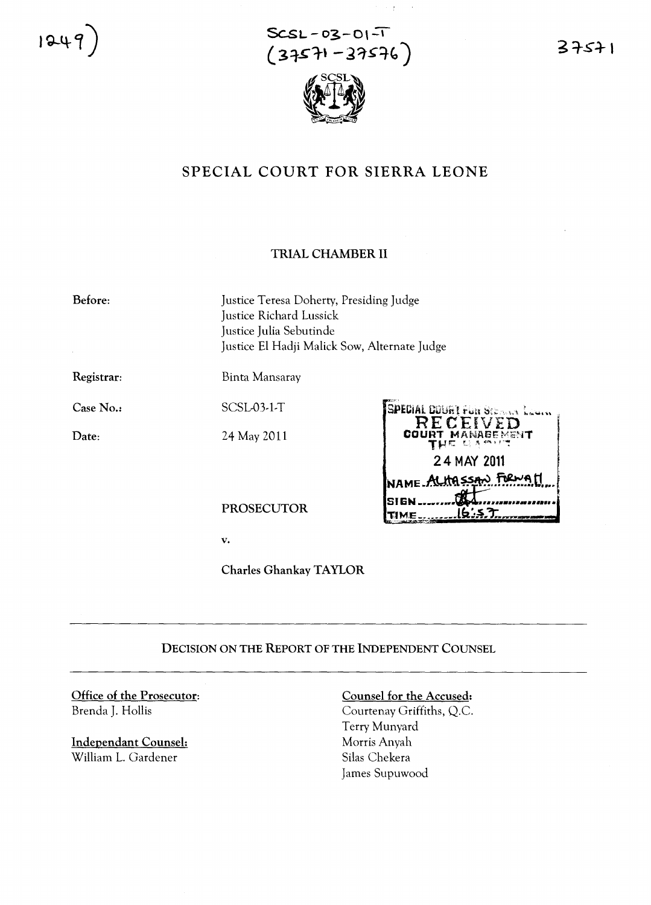1249)

SCSL-03-01-T
(37571-37576)

37571

# SPECIAL COURT FOR SIERRA LEONE

## TRIAL CHAMBER II

**Before:** Justice Teresa Doherty, Presiding Judge
Justice Richard Lussick
Justice Julia Sebutinde
Justice El Hadji Malick Sow, Alternate Judge

**Registrar:** Binta Mansaray

**Case No.:** SCSL-03-1-T

**Date:** 24 May 2011

SPECIAL COURT FOR SIERRA LEONE
RECEIVED
COURT MANAGEMENT
THE HAGUE
24 MAY 2011
NAME ALHASSAN FORNAH
SIGN
TIME 16:57

PROSECUTOR

v.

Charles Ghankay TAYLOR

---

## DECISION ON THE REPORT OF THE INDEPENDENT COUNSEL

---

**Office of the Prosecutor:**
Brenda J. Hollis

**Independant Counsel:**
William L. Gardener

**Counsel for the Accused:**
Courtenay Griffiths, Q.C.
Terry Munyard
Morris Anyah
Silas Chekera
James Supuwood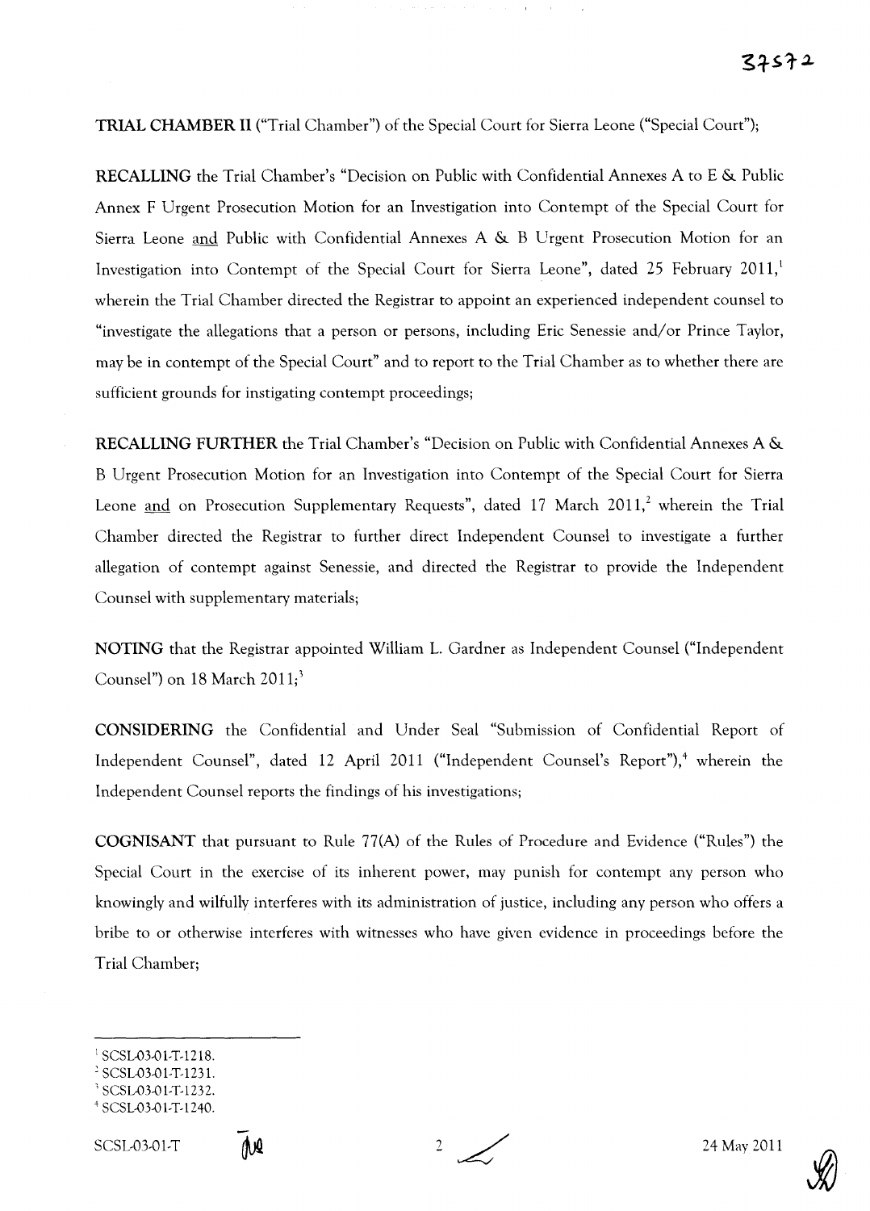**TRIAL CHAMBER II** ("Trial Chamber") of the Special Court for Sierra Leone ("Special Court");

**RECALLING** the Trial Chamber's "Decision on Public with Confidential Annexes A to E & Public Annex F Urgent Prosecution Motion for an Investigation into Contempt of the Special Court for Sierra Leone and Public with Confidential Annexes A & B Urgent Prosecution Motion for an Investigation into Contempt of the Special Court for Sierra Leone", dated 25 February 2011,[1] wherein the Trial Chamber directed the Registrar to appoint an experienced independent counsel to "investigate the allegations that a person or persons, including Eric Senessie and/or Prince Taylor, may be in contempt of the Special Court" and to report to the Trial Chamber as to whether there are sufficient grounds for instigating contempt proceedings;

**RECALLING FURTHER** the Trial Chamber's "Decision on Public with Confidential Annexes A & B Urgent Prosecution Motion for an Investigation into Contempt of the Special Court for Sierra Leone and on Prosecution Supplementary Requests", dated 17 March 2011,[2] wherein the Trial Chamber directed the Registrar to further direct Independent Counsel to investigate a further allegation of contempt against Senessie, and directed the Registrar to provide the Independent Counsel with supplementary materials;

**NOTING** that the Registrar appointed William L. Gardner as Independent Counsel ("Independent Counsel") on 18 March 2011;[3]

**CONSIDERING** the Confidential and Under Seal "Submission of Confidential Report of Independent Counsel", dated 12 April 2011 ("Independent Counsel's Report"),[4] wherein the Independent Counsel reports the findings of his investigations;

**COGNISANT** that pursuant to Rule 77(A) of the Rules of Procedure and Evidence ("Rules") the Special Court in the exercise of its inherent power, may punish for contempt any person who knowingly and wilfully interferes with its administration of justice, including any person who offers a bribe to or otherwise interferes with witnesses who have given evidence in proceedings before the Trial Chamber;

---

[1] SCSL-03-01-T-1218.
[2] SCSL-03-01-T-1231.
[3] SCSL-03-01-T-1232.
[4] SCSL-03-01-T-1240.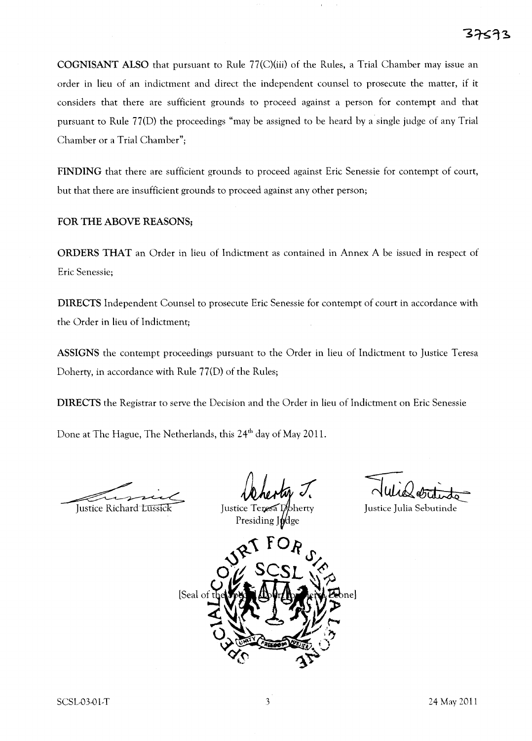**COGNISANT ALSO** that pursuant to Rule 77(C)(iii) of the Rules, a Trial Chamber may issue an order in lieu of an indictment and direct the independent counsel to prosecute the matter, if it considers that there are sufficient grounds to proceed against a person for contempt and that pursuant to Rule 77(D) the proceedings "may be assigned to be heard by a single judge of any Trial Chamber or a Trial Chamber";

**FINDING** that there are sufficient grounds to proceed against Eric Senessie for contempt of court, but that there are insufficient grounds to proceed against any other person;

**FOR THE ABOVE REASONS;**

**ORDERS THAT** an Order in lieu of Indictment as contained in Annex A be issued in respect of Eric Senessie;

**DIRECTS** Independent Counsel to prosecute Eric Senessie for contempt of court in accordance with the Order in lieu of Indictment;

**ASSIGNS** the contempt proceedings pursuant to the Order in lieu of Indictment to Justice Teresa Doherty, in accordance with Rule 77(D) of the Rules;

**DIRECTS** the Registrar to serve the Decision and the Order in lieu of Indictment on Eric Senessie

Done at The Hague, The Netherlands, this 24th day of May 2011.

| | | |
|---|---|---|
| Justice Richard Lussick | Justice Teresa Doherty<br>Presiding Judge | Justice Julia Sebutinde |

[Seal of the Special Court for Sierra Leone]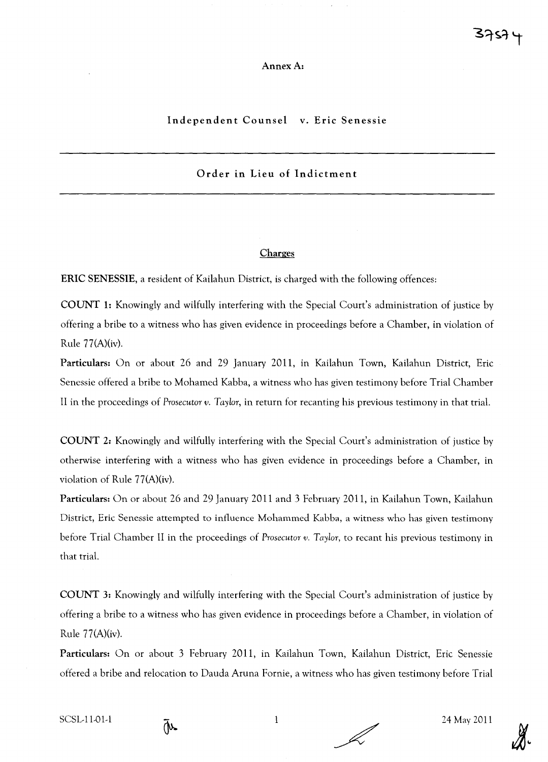Annex A:

## Independent Counsel v. Eric Senessie

## Order in Lieu of Indictment

### Charges

**ERIC SENESSIE**, a resident of Kailahun District, is charged with the following offences:

**COUNT 1:** Knowingly and wilfully interfering with the Special Court's administration of justice by offering a bribe to a witness who has given evidence in proceedings before a Chamber, in violation of Rule 77(A)(iv).

**Particulars:** On or about 26 and 29 January 2011, in Kailahun Town, Kailahun District, Eric Senessie offered a bribe to Mohamed Kabba, a witness who has given testimony before Trial Chamber II in the proceedings of *Prosecutor v. Taylor*, in return for recanting his previous testimony in that trial.

**COUNT 2:** Knowingly and wilfully interfering with the Special Court's administration of justice by otherwise interfering with a witness who has given evidence in proceedings before a Chamber, in violation of Rule 77(A)(iv).

**Particulars:** On or about 26 and 29 January 2011 and 3 February 2011, in Kailahun Town, Kailahun District, Eric Senessie attempted to influence Mohammed Kabba, a witness who has given testimony before Trial Chamber II in the proceedings of *Prosecutor v. Taylor*, to recant his previous testimony in that trial.

**COUNT 3:** Knowingly and wilfully interfering with the Special Court's administration of justice by offering a bribe to a witness who has given evidence in proceedings before a Chamber, in violation of Rule 77(A)(iv).

**Particulars:** On or about 3 February 2011, in Kailahun Town, Kailahun District, Eric Senessie offered a bribe and relocation to Dauda Aruna Fornie, a witness who has given testimony before Trial

SCSL-11-01-I 24 May 2011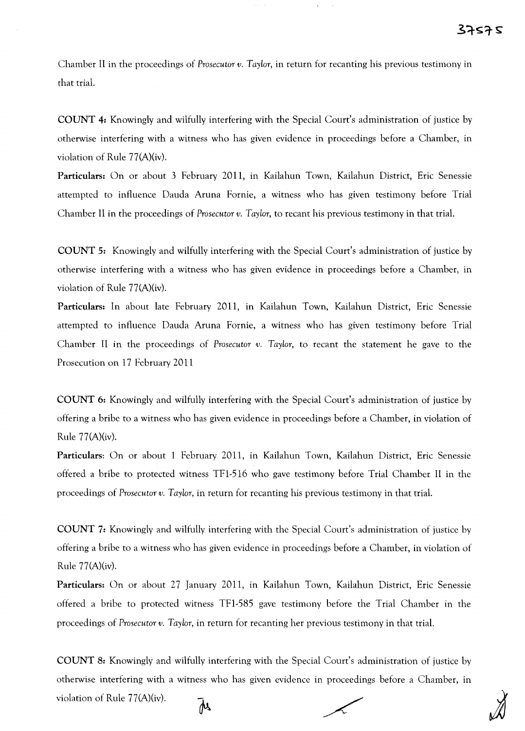Chamber II in the proceedings of *Prosecutor v. Taylor*, in return for recanting his previous testimony in that trial.

**COUNT 4:** Knowingly and wilfully interfering with the Special Court's administration of justice by otherwise interfering with a witness who has given evidence in proceedings before a Chamber, in violation of Rule 77(A)(iv).

**Particulars:** On or about 3 February 2011, in Kailahun Town, Kailahun District, Eric Senessie attempted to influence Dauda Aruna Fornie, a witness who has given testimony before Trial Chamber II in the proceedings of *Prosecutor v. Taylor*, to recant his previous testimony in that trial.

**COUNT 5:** Knowingly and wilfully interfering with the Special Court's administration of justice by otherwise interfering with a witness who has given evidence in proceedings before a Chamber, in violation of Rule 77(A)(iv).

**Particulars:** In about late February 2011, in Kailahun Town, Kailahun District, Eric Senessie attempted to influence Dauda Aruna Fornie, a witness who has given testimony before Trial Chamber II in the proceedings of *Prosecutor v. Taylor*, to recant the statement he gave to the Prosecution on 17 February 2011

**COUNT 6:** Knowingly and wilfully interfering with the Special Court's administration of justice by offering a bribe to a witness who has given evidence in proceedings before a Chamber, in violation of Rule 77(A)(iv).

**Particulars:** On or about 1 February 2011, in Kailahun Town, Kailahun District, Eric Senessie offered a bribe to protected witness TF1-516 who gave testimony before Trial Chamber II in the proceedings of *Prosecutor v. Taylor*, in return for recanting his previous testimony in that trial.

**COUNT 7:** Knowingly and wilfully interfering with the Special Court's administration of justice by offering a bribe to a witness who has given evidence in proceedings before a Chamber, in violation of Rule 77(A)(iv).

**Particulars:** On or about 27 January 2011, in Kailahun Town, Kailahun District, Eric Senessie offered a bribe to protected witness TF1-585 gave testimony before the Trial Chamber in the proceedings of *Prosecutor v. Taylor*, in return for recanting her previous testimony in that trial.

**COUNT 8:** Knowingly and wilfully interfering with the Special Court's administration of justice by otherwise interfering with a witness who has given evidence in proceedings before a Chamber, in violation of Rule 77(A)(iv).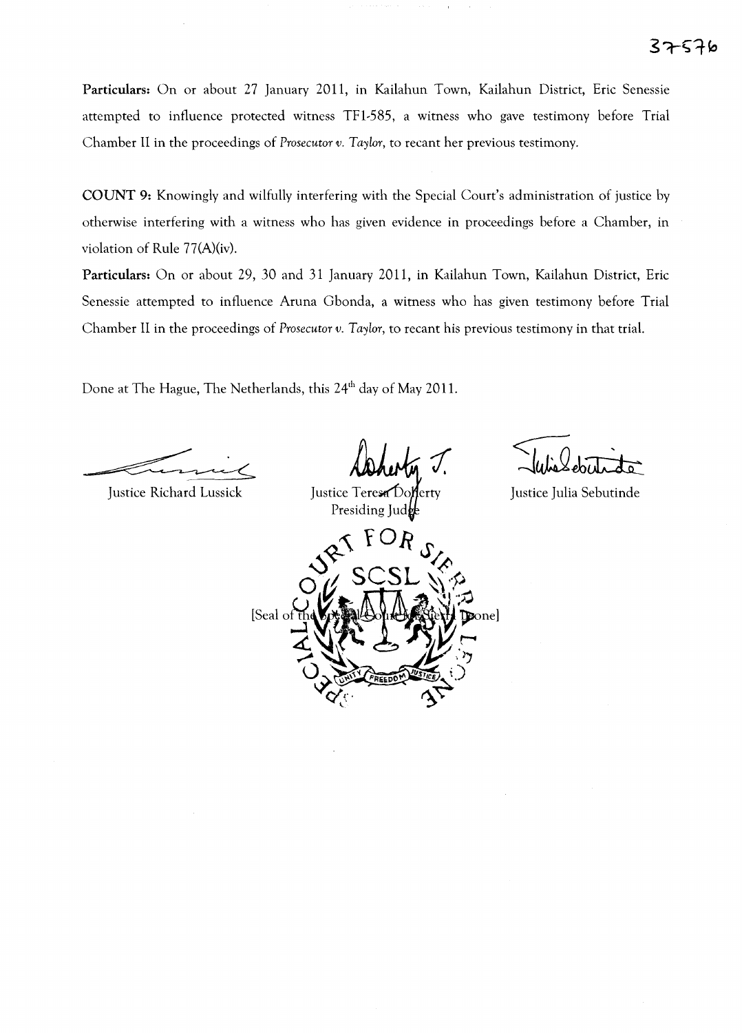**Particulars:** On or about 27 January 2011, in Kailahun Town, Kailahun District, Eric Senessie attempted to influence protected witness TF1-585, a witness who gave testimony before Trial Chamber II in the proceedings of *Prosecutor v. Taylor*, to recant her previous testimony.

**COUNT 9:** Knowingly and wilfully interfering with the Special Court's administration of justice by otherwise interfering with a witness who has given evidence in proceedings before a Chamber, in violation of Rule 77(A)(iv).

**Particulars:** On or about 29, 30 and 31 January 2011, in Kailahun Town, Kailahun District, Eric Senessie attempted to influence Aruna Gbonda, a witness who has given testimony before Trial Chamber II in the proceedings of *Prosecutor v. Taylor*, to recant his previous testimony in that trial.

Done at The Hague, The Netherlands, this 24th day of May 2011.

| | | |
|---|---|---|
| Justice Richard Lussick | Justice Teresa Doherty<br>Presiding Judge | Justice Julia Sebutinde |

[Seal of the Special Court for Sierra Leone]